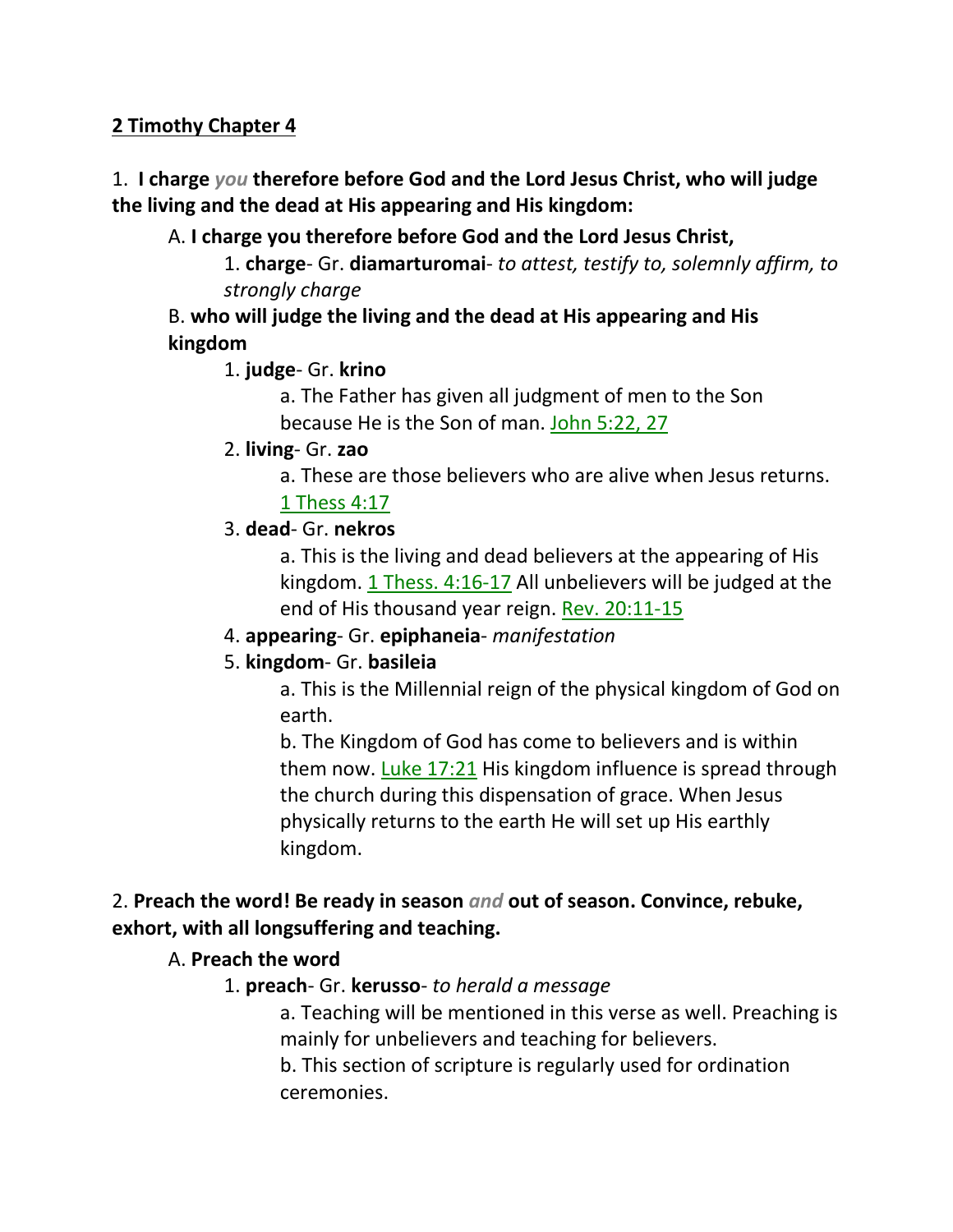**<u>2 Timothy Chapter 4</u>**

1. **I charge** ***you*** **therefore before God and the Lord Jesus Christ, who will judge the living and the dead at His appearing and His kingdom:**

A. **I charge you therefore before God and the Lord Jesus Christ,**

1. **charge**- Gr. **diamarturomai**- *to attest, testify to, solemnly affirm, to strongly charge*

B. **who will judge the living and the dead at His appearing and His kingdom**

1. **judge**- Gr. **krino**

a. The Father has given all judgment of men to the Son because He is the Son of man. John 5:22, 27

2. **living**- Gr. **zao**

a. These are those believers who are alive when Jesus returns. 1 Thess 4:17

3. **dead**- Gr. **nekros**

a. This is the living and dead believers at the appearing of His kingdom. 1 Thess. 4:16-17 All unbelievers will be judged at the end of His thousand year reign. Rev. 20:11-15

4. **appearing**- Gr. **epiphaneia**- *manifestation*

5. **kingdom**- Gr. **basileia**

a. This is the Millennial reign of the physical kingdom of God on earth.

b. The Kingdom of God has come to believers and is within them now. Luke 17:21 His kingdom influence is spread through the church during this dispensation of grace. When Jesus physically returns to the earth He will set up His earthly kingdom.

2. **Preach the word! Be ready in season** ***and*** **out of season. Convince, rebuke, exhort, with all longsuffering and teaching.**

A. **Preach the word**

1. **preach**- Gr. **kerusso**- *to herald a message*

a. Teaching will be mentioned in this verse as well. Preaching is mainly for unbelievers and teaching for believers.

b. This section of scripture is regularly used for ordination ceremonies.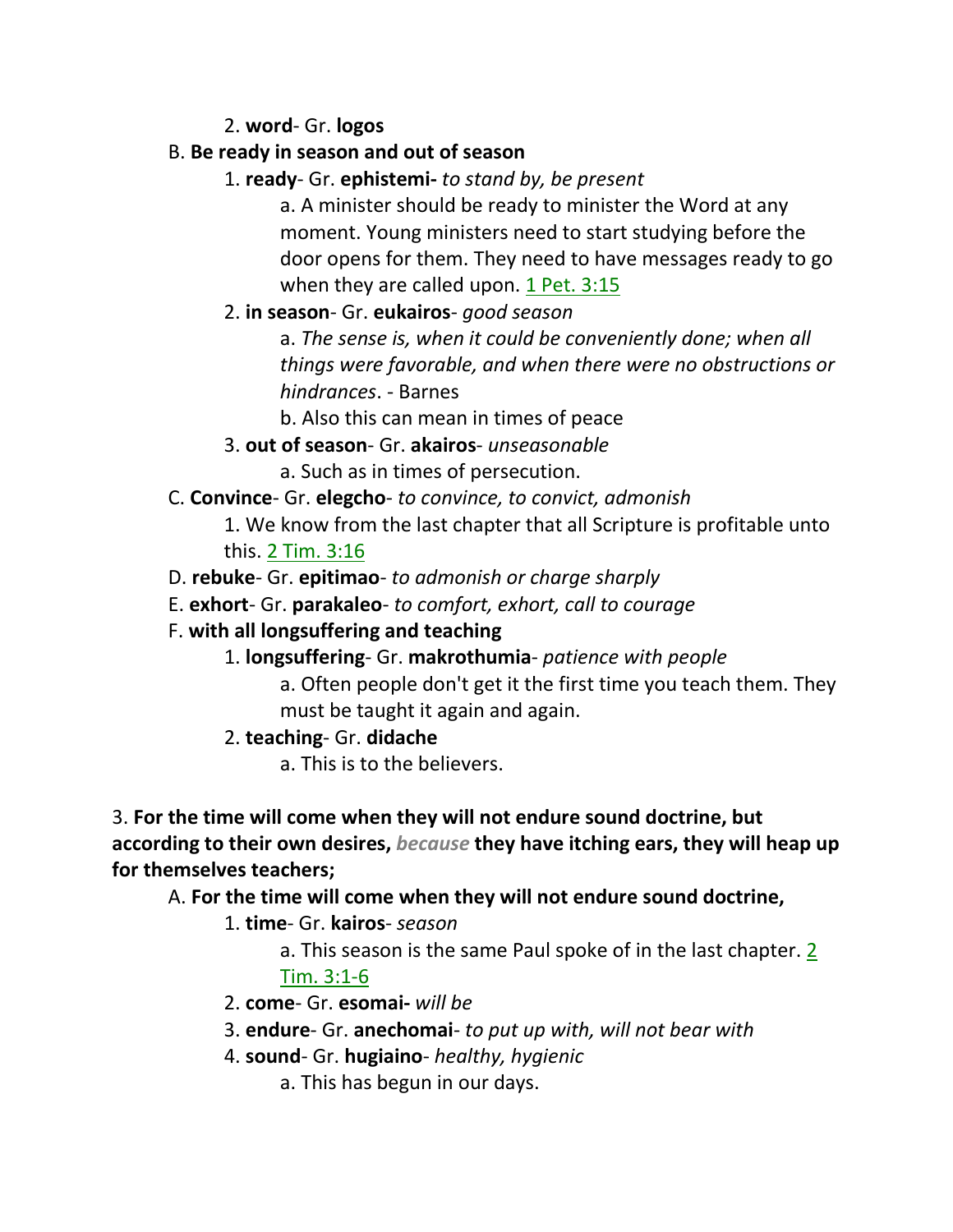2. **word**- Gr. **logos**

B. **Be ready in season and out of season**

1. **ready**- Gr. **ephistemi-** *to stand by, be present*

a. A minister should be ready to minister the Word at any moment. Young ministers need to start studying before the door opens for them. They need to have messages ready to go when they are called upon. 1 Pet. 3:15

2. **in season**- Gr. **eukairos**- *good season*

a. *The sense is, when it could be conveniently done; when all things were favorable, and when there were no obstructions or hindrances*. - Barnes

b. Also this can mean in times of peace

3. **out of season**- Gr. **akairos**- *unseasonable*

a. Such as in times of persecution.

C. **Convince**- Gr. **elegcho**- *to convince, to convict, admonish*

1. We know from the last chapter that all Scripture is profitable unto this. 2 Tim. 3:16

D. **rebuke**- Gr. **epitimao**- *to admonish or charge sharply*

E. **exhort**- Gr. **parakaleo**- *to comfort, exhort, call to courage*

F. **with all longsuffering and teaching**

1. **longsuffering**- Gr. **makrothumia**- *patience with people*

a. Often people don't get it the first time you teach them. They must be taught it again and again.

2. **teaching**- Gr. **didache**

a. This is to the believers.

3. **For the time will come when they will not endure sound doctrine, but according to their own desires,** ***because*** **they have itching ears, they will heap up for themselves teachers;**

A. **For the time will come when they will not endure sound doctrine,**

1. **time**- Gr. **kairos**- *season*

a. This season is the same Paul spoke of in the last chapter. 2 Tim. 3:1-6

2. **come**- Gr. **esomai-** *will be*

3. **endure**- Gr. **anechomai**- *to put up with, will not bear with*

4. **sound**- Gr. **hugiaino**- *healthy, hygienic*

a. This has begun in our days.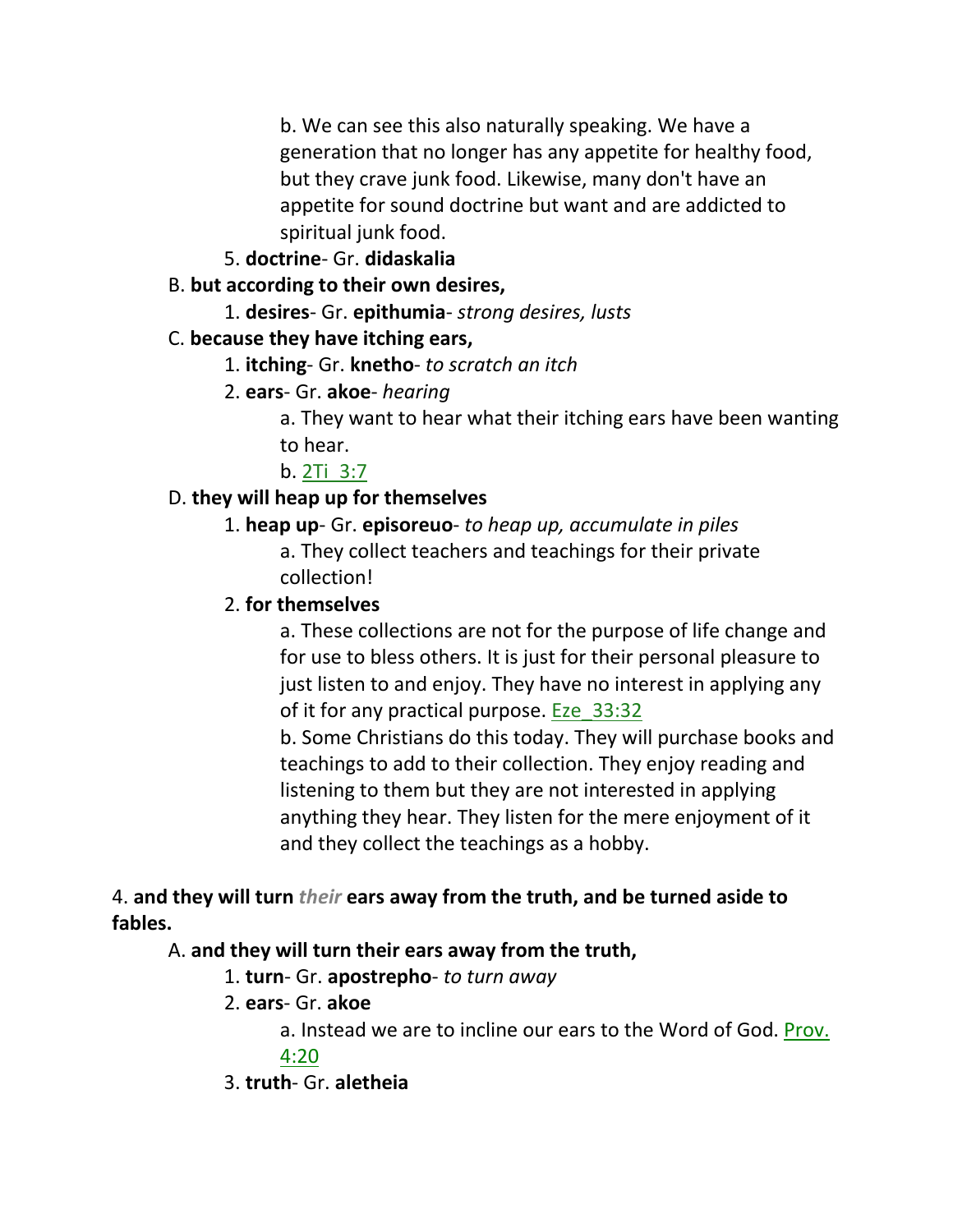b. We can see this also naturally speaking. We have a generation that no longer has any appetite for healthy food, but they crave junk food. Likewise, many don't have an appetite for sound doctrine but want and are addicted to spiritual junk food.

5. **doctrine**- Gr. **didaskalia**

B. **but according to their own desires,**

1. **desires**- Gr. **epithumia**- *strong desires, lusts*

C. **because they have itching ears,**

1. **itching**- Gr. **knetho**- *to scratch an itch*

2. **ears**- Gr. **akoe**- *hearing*

a. They want to hear what their itching ears have been wanting to hear.

b. 2Ti_3:7

D. **they will heap up for themselves**

1. **heap up**- Gr. **episoreuo**- *to heap up, accumulate in piles*

a. They collect teachers and teachings for their private collection!

2. **for themselves**

a. These collections are not for the purpose of life change and for use to bless others. It is just for their personal pleasure to just listen to and enjoy. They have no interest in applying any of it for any practical purpose. Eze_33:32

b. Some Christians do this today. They will purchase books and teachings to add to their collection. They enjoy reading and listening to them but they are not interested in applying anything they hear. They listen for the mere enjoyment of it and they collect the teachings as a hobby.

4. **and they will turn *their* ears away from the truth, and be turned aside to fables.**

A. **and they will turn their ears away from the truth,**

1. **turn**- Gr. **apostrepho**- *to turn away*

2. **ears**- Gr. **akoe**

a. Instead we are to incline our ears to the Word of God. Prov. 4:20

3. **truth**- Gr. **aletheia**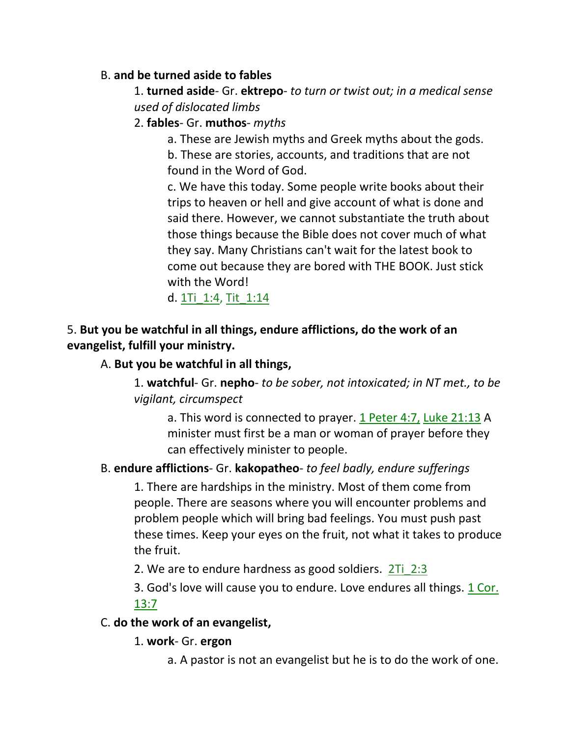B. **and be turned aside to fables**

1. **turned aside**- Gr. **ektrepo**- *to turn or twist out; in a medical sense used of dislocated limbs*

2. **fables**- Gr. **muthos**- *myths*

a. These are Jewish myths and Greek myths about the gods.

b. These are stories, accounts, and traditions that are not found in the Word of God.

c. We have this today. Some people write books about their trips to heaven or hell and give account of what is done and said there. However, we cannot substantiate the truth about those things because the Bible does not cover much of what they say. Many Christians can't wait for the latest book to come out because they are bored with THE BOOK. Just stick with the Word!

d. 1Ti_1:4, Tit_1:14

5. **But you be watchful in all things, endure afflictions, do the work of an evangelist, fulfill your ministry.**

A. **But you be watchful in all things,**

1. **watchful**- Gr. **nepho**- *to be sober, not intoxicated; in NT met., to be vigilant, circumspect*

a. This word is connected to prayer. 1 Peter 4:7, Luke 21:13 A minister must first be a man or woman of prayer before they can effectively minister to people.

B. **endure afflictions**- Gr. **kakopatheo**- *to feel badly, endure sufferings*

1. There are hardships in the ministry. Most of them come from people. There are seasons where you will encounter problems and problem people which will bring bad feelings. You must push past these times. Keep your eyes on the fruit, not what it takes to produce the fruit.

2. We are to endure hardness as good soldiers. 2Ti_2:3

3. God's love will cause you to endure. Love endures all things. 1 Cor. 13:7

C. **do the work of an evangelist,**

1. **work**- Gr. **ergon**

a. A pastor is not an evangelist but he is to do the work of one.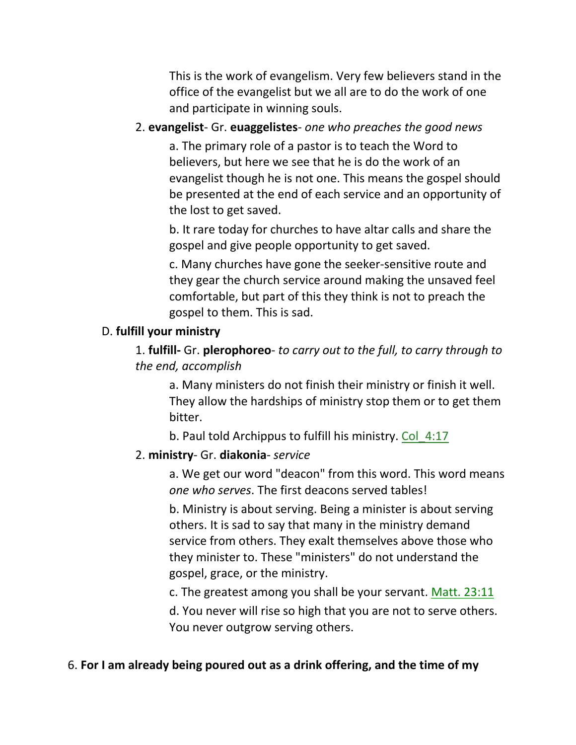This is the work of evangelism. Very few believers stand in the office of the evangelist but we all are to do the work of one and participate in winning souls.

2. **evangelist**- Gr. **euaggelistes**- *one who preaches the good news*

a. The primary role of a pastor is to teach the Word to believers, but here we see that he is do the work of an evangelist though he is not one. This means the gospel should be presented at the end of each service and an opportunity of the lost to get saved.

b. It rare today for churches to have altar calls and share the gospel and give people opportunity to get saved.

c. Many churches have gone the seeker-sensitive route and they gear the church service around making the unsaved feel comfortable, but part of this they think is not to preach the gospel to them. This is sad.

D. **fulfill your ministry**

1. **fulfill-** Gr. **plerophoreo**- *to carry out to the full, to carry through to the end, accomplish*

a. Many ministers do not finish their ministry or finish it well. They allow the hardships of ministry stop them or to get them bitter.

b. Paul told Archippus to fulfill his ministry. Col_4:17

2. **ministry**- Gr. **diakonia**- *service*

a. We get our word "deacon" from this word. This word means *one who serves*. The first deacons served tables!

b. Ministry is about serving. Being a minister is about serving others. It is sad to say that many in the ministry demand service from others. They exalt themselves above those who they minister to. These "ministers" do not understand the gospel, grace, or the ministry.

c. The greatest among you shall be your servant. Matt. 23:11

d. You never will rise so high that you are not to serve others. You never outgrow serving others.

6. **For I am already being poured out as a drink offering, and the time of my**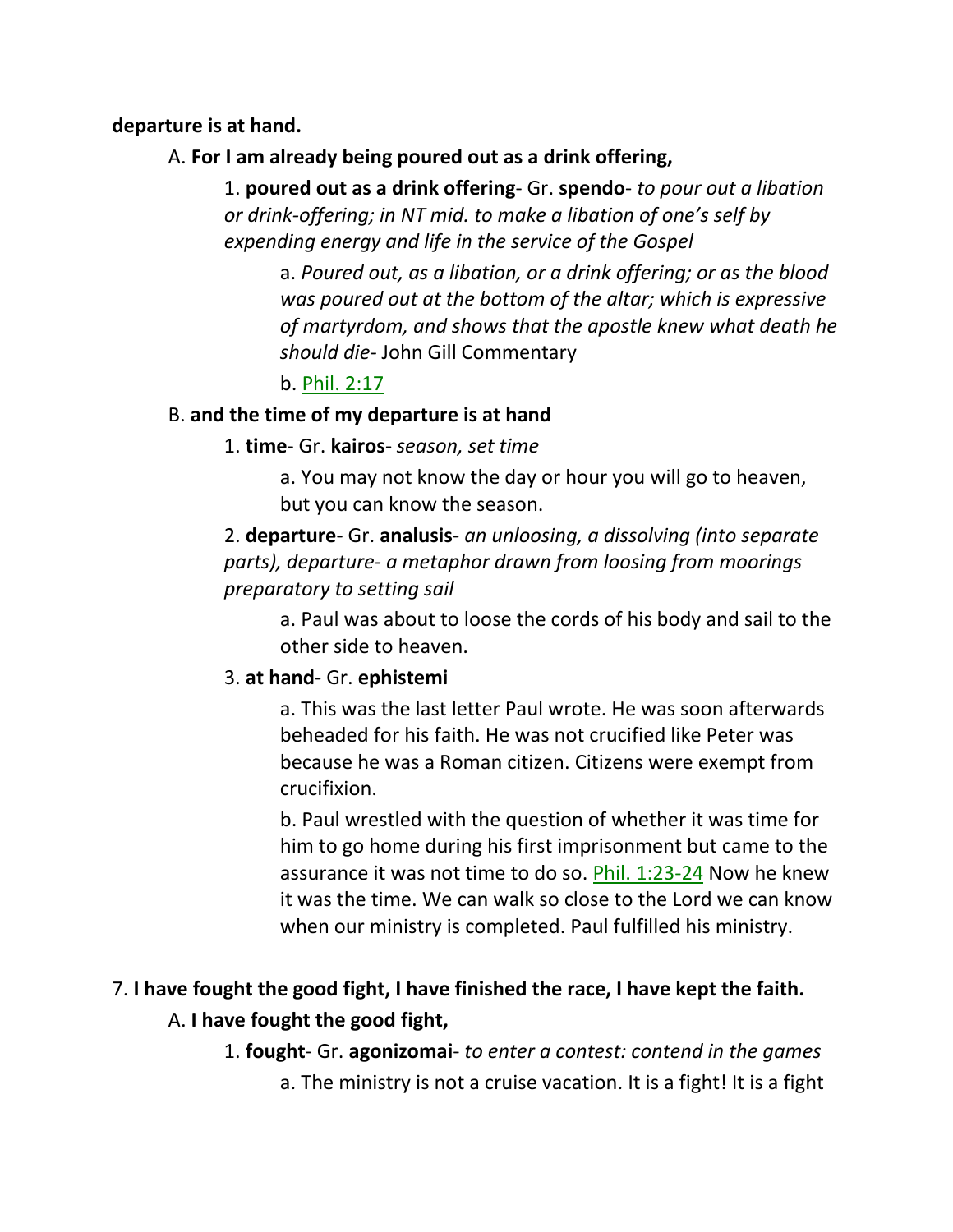**departure is at hand.**

A. **For I am already being poured out as a drink offering,**

1. **poured out as a drink offering**- Gr. **spendo**- *to pour out a libation or drink-offering; in NT mid. to make a libation of one's self by expending energy and life in the service of the Gospel*

a. *Poured out, as a libation, or a drink offering; or as the blood was poured out at the bottom of the altar; which is expressive of martyrdom, and shows that the apostle knew what death he should die*- John Gill Commentary

b. Phil. 2:17

B. **and the time of my departure is at hand**

1. **time**- Gr. **kairos**- *season, set time*

a. You may not know the day or hour you will go to heaven, but you can know the season.

2. **departure**- Gr. **analusis**- *an unloosing, a dissolving (into separate parts), departure- a metaphor drawn from loosing from moorings preparatory to setting sail*

a. Paul was about to loose the cords of his body and sail to the other side to heaven.

3. **at hand**- Gr. **ephistemi**

a. This was the last letter Paul wrote. He was soon afterwards beheaded for his faith. He was not crucified like Peter was because he was a Roman citizen. Citizens were exempt from crucifixion.

b. Paul wrestled with the question of whether it was time for him to go home during his first imprisonment but came to the assurance it was not time to do so. Phil. 1:23-24 Now he knew it was the time. We can walk so close to the Lord we can know when our ministry is completed. Paul fulfilled his ministry.

7. **I have fought the good fight, I have finished the race, I have kept the faith.**

A. **I have fought the good fight,**

1. **fought**- Gr. **agonizomai**- *to enter a contest: contend in the games*

a. The ministry is not a cruise vacation. It is a fight! It is a fight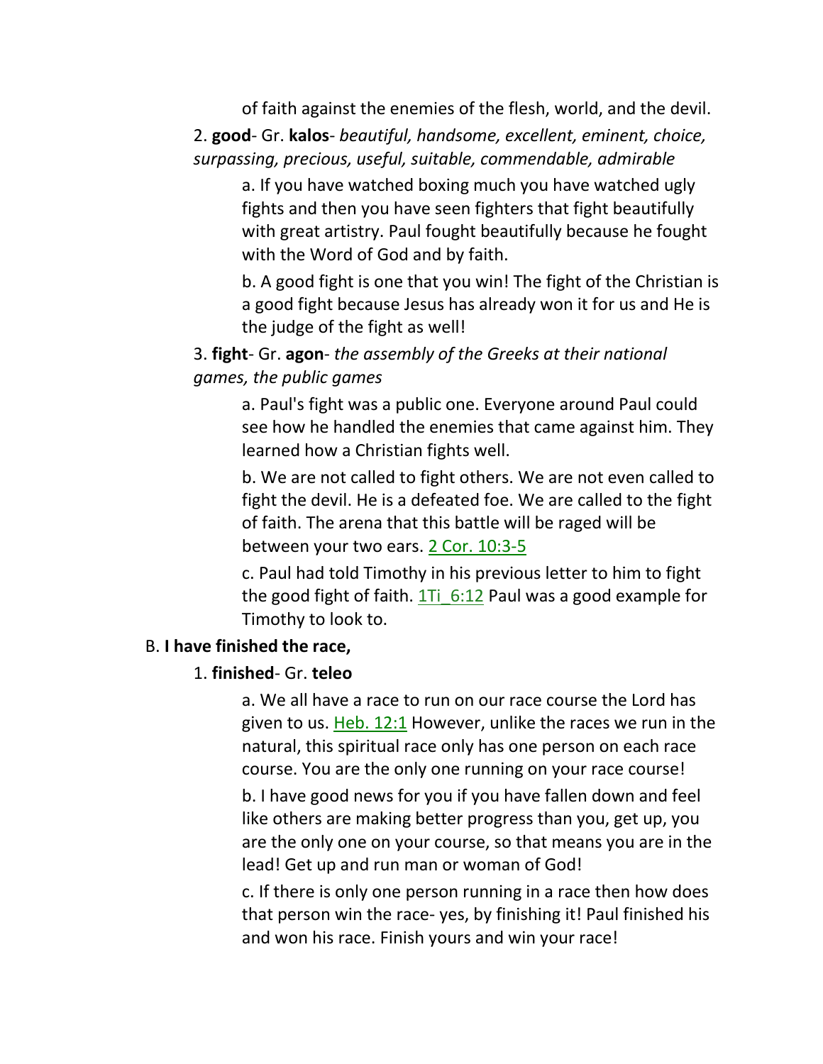of faith against the enemies of the flesh, world, and the devil.

2. **good**- Gr. **kalos**- *beautiful, handsome, excellent, eminent, choice, surpassing, precious, useful, suitable, commendable, admirable*

a. If you have watched boxing much you have watched ugly fights and then you have seen fighters that fight beautifully with great artistry. Paul fought beautifully because he fought with the Word of God and by faith.

b. A good fight is one that you win! The fight of the Christian is a good fight because Jesus has already won it for us and He is the judge of the fight as well!

3. **fight**- Gr. **agon**- *the assembly of the Greeks at their national games, the public games*

a. Paul's fight was a public one. Everyone around Paul could see how he handled the enemies that came against him. They learned how a Christian fights well.

b. We are not called to fight others. We are not even called to fight the devil. He is a defeated foe. We are called to the fight of faith. The arena that this battle will be raged will be between your two ears. 2 Cor. 10:3-5

c. Paul had told Timothy in his previous letter to him to fight the good fight of faith. 1Ti_6:12 Paul was a good example for Timothy to look to.

B. **I have finished the race,**

1. **finished**- Gr. **teleo**

a. We all have a race to run on our race course the Lord has given to us. Heb. 12:1 However, unlike the races we run in the natural, this spiritual race only has one person on each race course. You are the only one running on your race course!

b. I have good news for you if you have fallen down and feel like others are making better progress than you, get up, you are the only one on your course, so that means you are in the lead! Get up and run man or woman of God!

c. If there is only one person running in a race then how does that person win the race- yes, by finishing it! Paul finished his and won his race. Finish yours and win your race!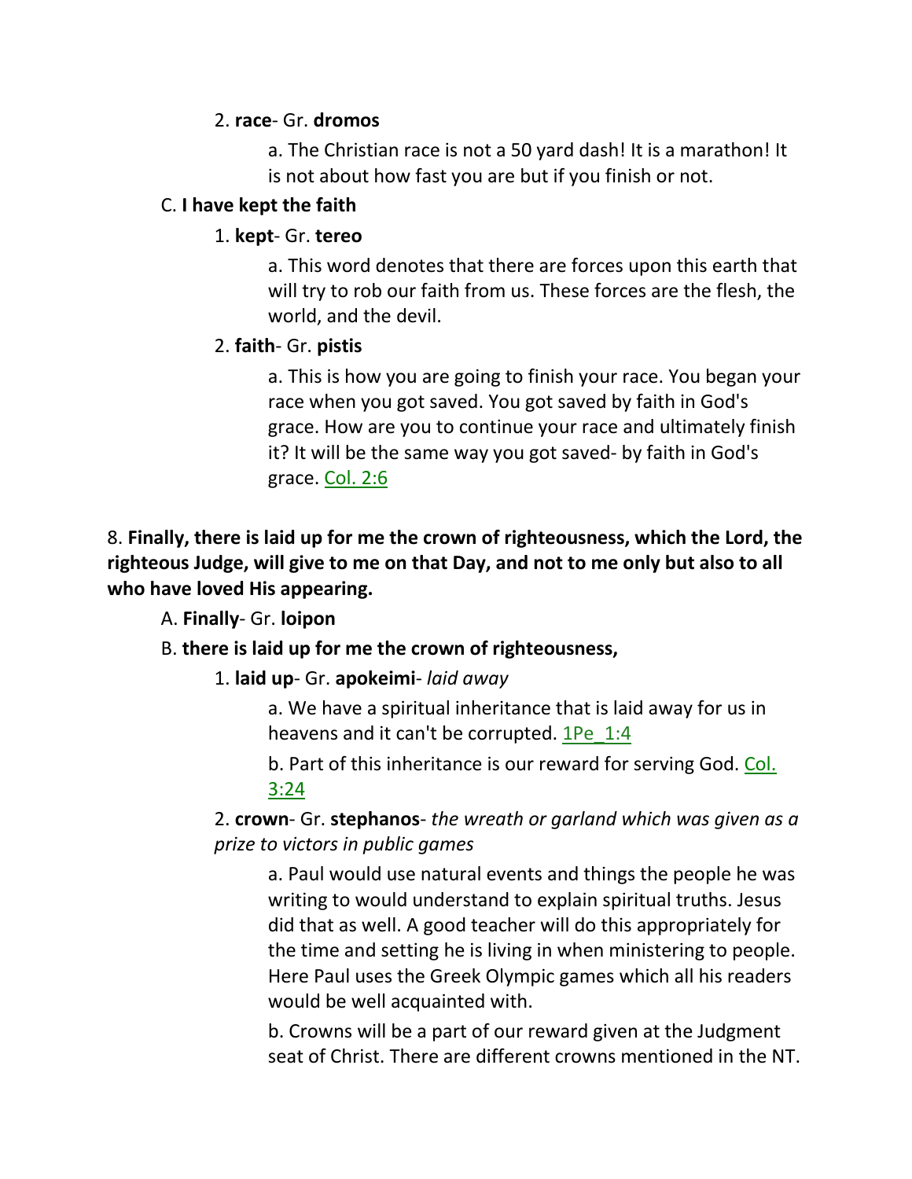2. **race**- Gr. **dromos**

a. The Christian race is not a 50 yard dash! It is a marathon! It is not about how fast you are but if you finish or not.

C. **I have kept the faith**

1. **kept**- Gr. **tereo**

a. This word denotes that there are forces upon this earth that will try to rob our faith from us. These forces are the flesh, the world, and the devil.

2. **faith**- Gr. **pistis**

a. This is how you are going to finish your race. You began your race when you got saved. You got saved by faith in God's grace. How are you to continue your race and ultimately finish it? It will be the same way you got saved- by faith in God's grace. Col. 2:6

8. **Finally, there is laid up for me the crown of righteousness, which the Lord, the righteous Judge, will give to me on that Day, and not to me only but also to all who have loved His appearing.**

A. **Finally**- Gr. **loipon**

B. **there is laid up for me the crown of righteousness,**

1. **laid up**- Gr. **apokeimi**- *laid away*

a. We have a spiritual inheritance that is laid away for us in heavens and it can't be corrupted. 1Pe_1:4

b. Part of this inheritance is our reward for serving God. Col. 3:24

2. **crown**- Gr. **stephanos**- *the wreath or garland which was given as a prize to victors in public games*

a. Paul would use natural events and things the people he was writing to would understand to explain spiritual truths. Jesus did that as well. A good teacher will do this appropriately for the time and setting he is living in when ministering to people. Here Paul uses the Greek Olympic games which all his readers would be well acquainted with.

b. Crowns will be a part of our reward given at the Judgment seat of Christ. There are different crowns mentioned in the NT.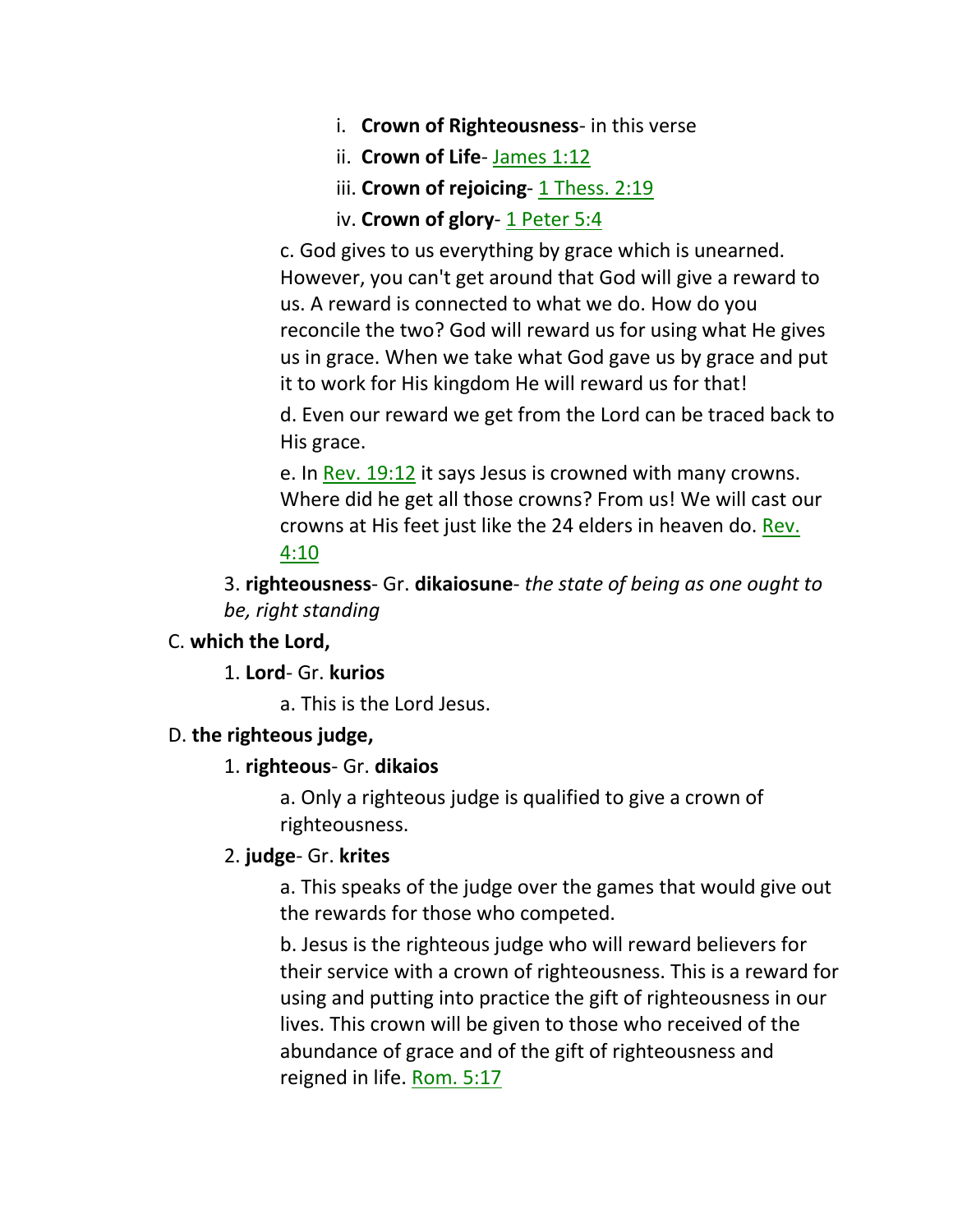i. **Crown of Righteousness**- in this verse

ii. **Crown of Life**- James 1:12

iii. **Crown of rejoicing**- 1 Thess. 2:19

iv. **Crown of glory**- 1 Peter 5:4

c. God gives to us everything by grace which is unearned. However, you can't get around that God will give a reward to us. A reward is connected to what we do. How do you reconcile the two? God will reward us for using what He gives us in grace. When we take what God gave us by grace and put it to work for His kingdom He will reward us for that!

d. Even our reward we get from the Lord can be traced back to His grace.

e. In Rev. 19:12 it says Jesus is crowned with many crowns. Where did he get all those crowns? From us! We will cast our crowns at His feet just like the 24 elders in heaven do. Rev. 4:10

3. **righteousness**- Gr. **dikaiosune**- *the state of being as one ought to be, right standing*

C. **which the Lord,**

1. **Lord**- Gr. **kurios**

a. This is the Lord Jesus.

D. **the righteous judge,**

1. **righteous**- Gr. **dikaios**

a. Only a righteous judge is qualified to give a crown of righteousness.

2. **judge**- Gr. **krites**

a. This speaks of the judge over the games that would give out the rewards for those who competed.

b. Jesus is the righteous judge who will reward believers for their service with a crown of righteousness. This is a reward for using and putting into practice the gift of righteousness in our lives. This crown will be given to those who received of the abundance of grace and of the gift of righteousness and reigned in life. Rom. 5:17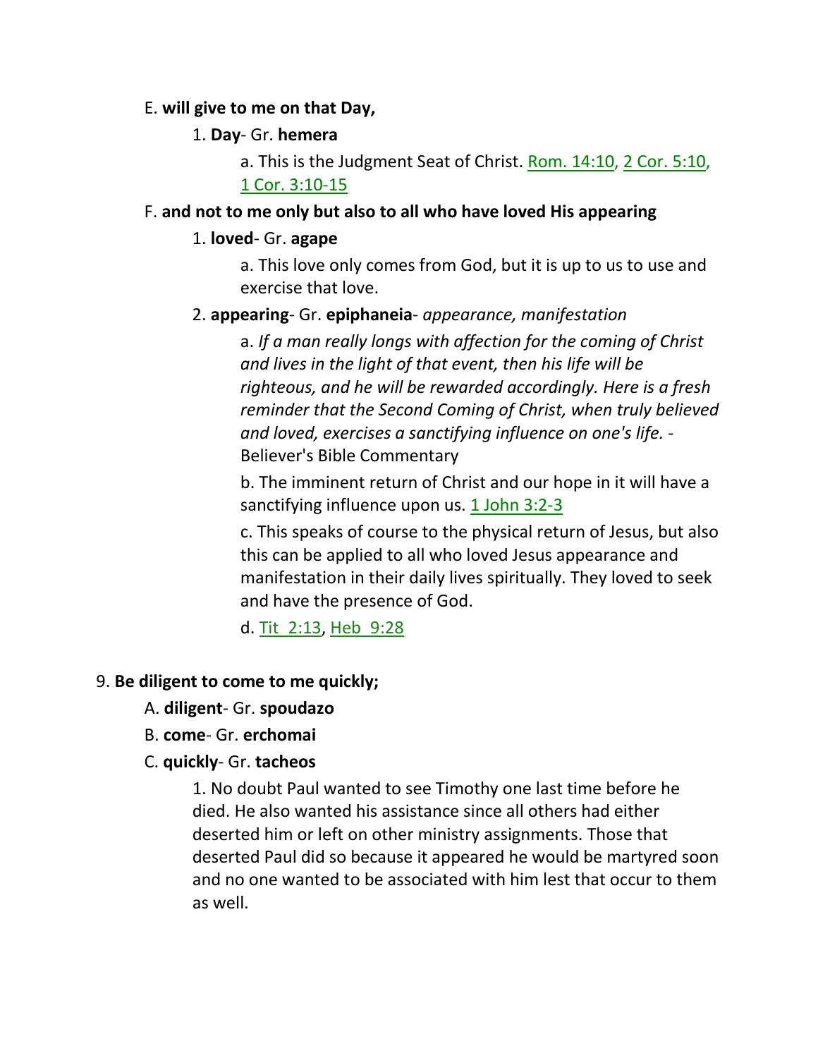E. **will give to me on that Day,**

1. **Day**- Gr. **hemera**

a. This is the Judgment Seat of Christ. Rom. 14:10, 2 Cor. 5:10, 1 Cor. 3:10-15

F. **and not to me only but also to all who have loved His appearing**

1. **loved**- Gr. **agape**

a. This love only comes from God, but it is up to us to use and exercise that love.

2. **appearing**- Gr. **epiphaneia**- *appearance, manifestation*

a. *If a man really longs with affection for the coming of Christ and lives in the light of that event, then his life will be righteous, and he will be rewarded accordingly. Here is a fresh reminder that the Second Coming of Christ, when truly believed and loved, exercises a sanctifying influence on one's life.* - Believer's Bible Commentary

b. The imminent return of Christ and our hope in it will have a sanctifying influence upon us. 1 John 3:2-3

c. This speaks of course to the physical return of Jesus, but also this can be applied to all who loved Jesus appearance and manifestation in their daily lives spiritually. They loved to seek and have the presence of God.

d. Tit 2:13, Heb 9:28

9. **Be diligent to come to me quickly;**

A. **diligent**- Gr. **spoudazo**

B. **come**- Gr. **erchomai**

C. **quickly**- Gr. **tacheos**

1. No doubt Paul wanted to see Timothy one last time before he died. He also wanted his assistance since all others had either deserted him or left on other ministry assignments. Those that deserted Paul did so because it appeared he would be martyred soon and no one wanted to be associated with him lest that occur to them as well.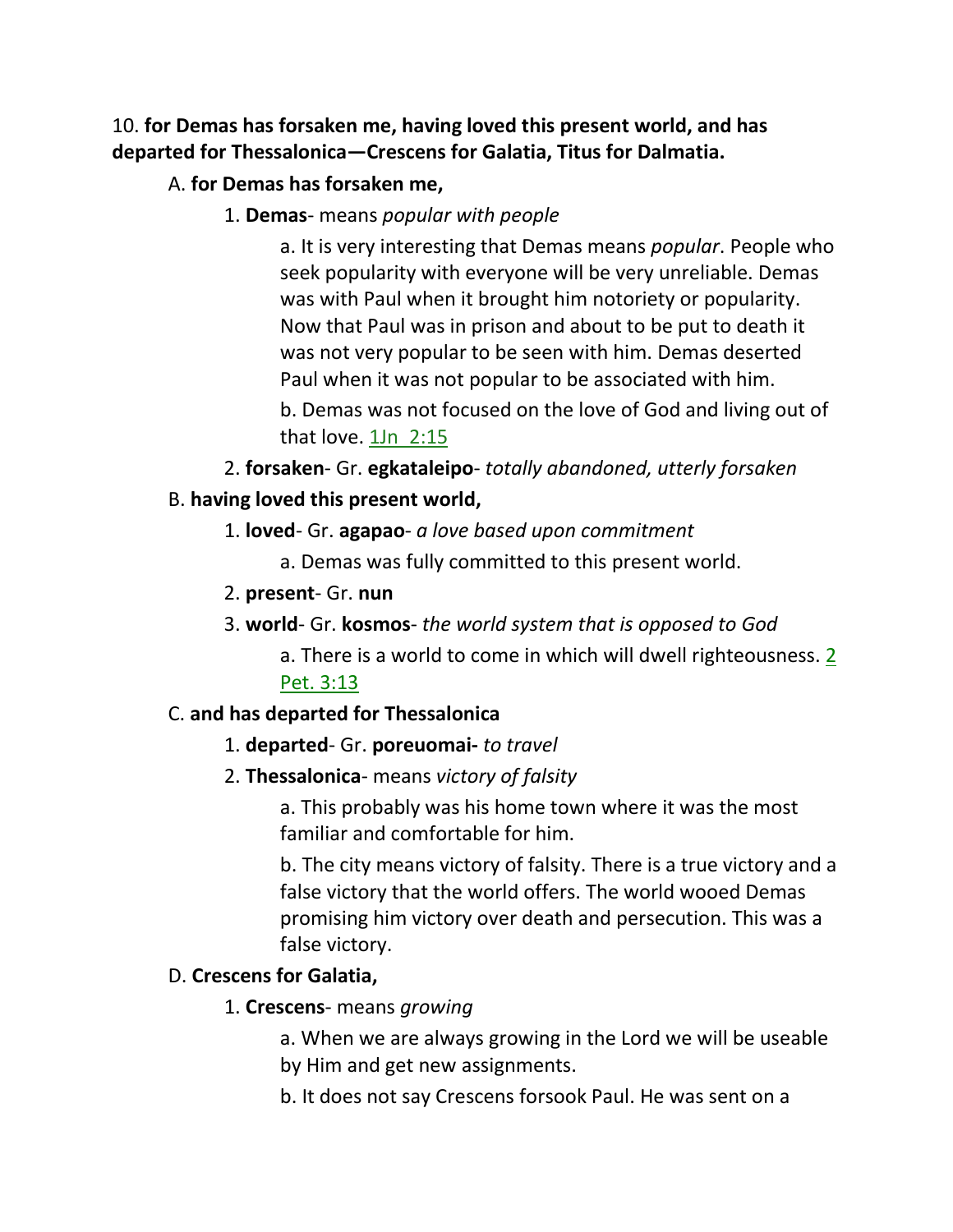10. **for Demas has forsaken me, having loved this present world, and has departed for Thessalonica—Crescens for Galatia, Titus for Dalmatia.**

A. **for Demas has forsaken me,**

1. **Demas**- means *popular with people*

   a. It is very interesting that Demas means *popular*. People who seek popularity with everyone will be very unreliable. Demas was with Paul when it brought him notoriety or popularity. Now that Paul was in prison and about to be put to death it was not very popular to be seen with him. Demas deserted Paul when it was not popular to be associated with him.

   b. Demas was not focused on the love of God and living out of that love. 1Jn 2:15

2. **forsaken**- Gr. **egkataleipo**- *totally abandoned, utterly forsaken*

B. **having loved this present world,**

1. **loved**- Gr. **agapao**- *a love based upon commitment*

   a. Demas was fully committed to this present world.

2. **present**- Gr. **nun**

3. **world**- Gr. **kosmos**- *the world system that is opposed to God*

   a. There is a world to come in which will dwell righteousness. 2 Pet. 3:13

C. **and has departed for Thessalonica**

1. **departed**- Gr. **poreuomai-** *to travel*

2. **Thessalonica**- means *victory of falsity*

   a. This probably was his home town where it was the most familiar and comfortable for him.

   b. The city means victory of falsity. There is a true victory and a false victory that the world offers. The world wooed Demas promising him victory over death and persecution. This was a false victory.

D. **Crescens for Galatia,**

1. **Crescens**- means *growing*

   a. When we are always growing in the Lord we will be useable by Him and get new assignments.

   b. It does not say Crescens forsook Paul. He was sent on a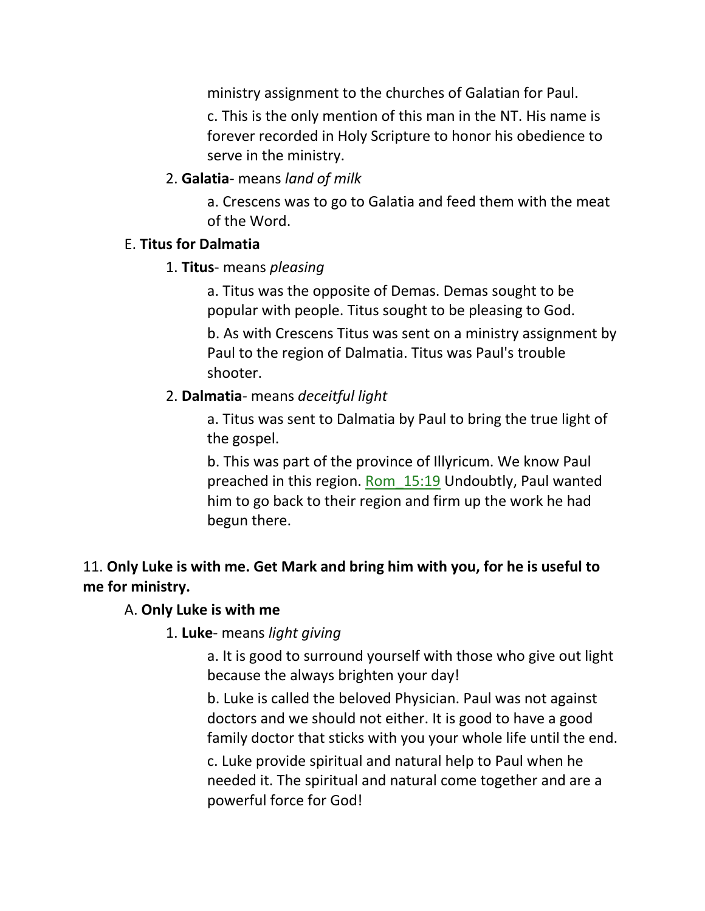ministry assignment to the churches of Galatian for Paul.

c. This is the only mention of this man in the NT. His name is forever recorded in Holy Scripture to honor his obedience to serve in the ministry.

2. **Galatia**- means *land of milk*

a. Crescens was to go to Galatia and feed them with the meat of the Word.

E. **Titus for Dalmatia**

1. **Titus**- means *pleasing*

a. Titus was the opposite of Demas. Demas sought to be popular with people. Titus sought to be pleasing to God.

b. As with Crescens Titus was sent on a ministry assignment by Paul to the region of Dalmatia. Titus was Paul's trouble shooter.

2. **Dalmatia**- means *deceitful light*

a. Titus was sent to Dalmatia by Paul to bring the true light of the gospel.

b. This was part of the province of Illyricum. We know Paul preached in this region. Rom_15:19 Undoubtly, Paul wanted him to go back to their region and firm up the work he had begun there.

11. **Only Luke is with me. Get Mark and bring him with you, for he is useful to me for ministry.**

A. **Only Luke is with me**

1. **Luke**- means *light giving*

a. It is good to surround yourself with those who give out light because the always brighten your day!

b. Luke is called the beloved Physician. Paul was not against doctors and we should not either. It is good to have a good family doctor that sticks with you your whole life until the end.

c. Luke provide spiritual and natural help to Paul when he needed it. The spiritual and natural come together and are a powerful force for God!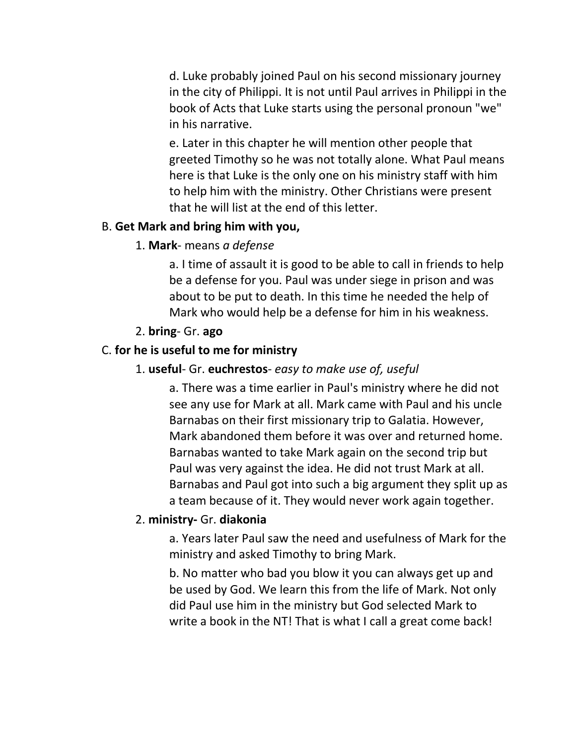d. Luke probably joined Paul on his second missionary journey in the city of Philippi. It is not until Paul arrives in Philippi in the book of Acts that Luke starts using the personal pronoun "we" in his narrative.

e. Later in this chapter he will mention other people that greeted Timothy so he was not totally alone. What Paul means here is that Luke is the only one on his ministry staff with him to help him with the ministry. Other Christians were present that he will list at the end of this letter.

B. **Get Mark and bring him with you,**

1. **Mark**- means *a defense*

a. I time of assault it is good to be able to call in friends to help be a defense for you. Paul was under siege in prison and was about to be put to death. In this time he needed the help of Mark who would help be a defense for him in his weakness.

2. **bring**- Gr. **ago**

C. **for he is useful to me for ministry**

1. **useful**- Gr. **euchrestos**- *easy to make use of, useful*

a. There was a time earlier in Paul's ministry where he did not see any use for Mark at all. Mark came with Paul and his uncle Barnabas on their first missionary trip to Galatia. However, Mark abandoned them before it was over and returned home. Barnabas wanted to take Mark again on the second trip but Paul was very against the idea. He did not trust Mark at all. Barnabas and Paul got into such a big argument they split up as a team because of it. They would never work again together.

2. **ministry-** Gr. **diakonia**

a. Years later Paul saw the need and usefulness of Mark for the ministry and asked Timothy to bring Mark.

b. No matter who bad you blow it you can always get up and be used by God. We learn this from the life of Mark. Not only did Paul use him in the ministry but God selected Mark to write a book in the NT! That is what I call a great come back!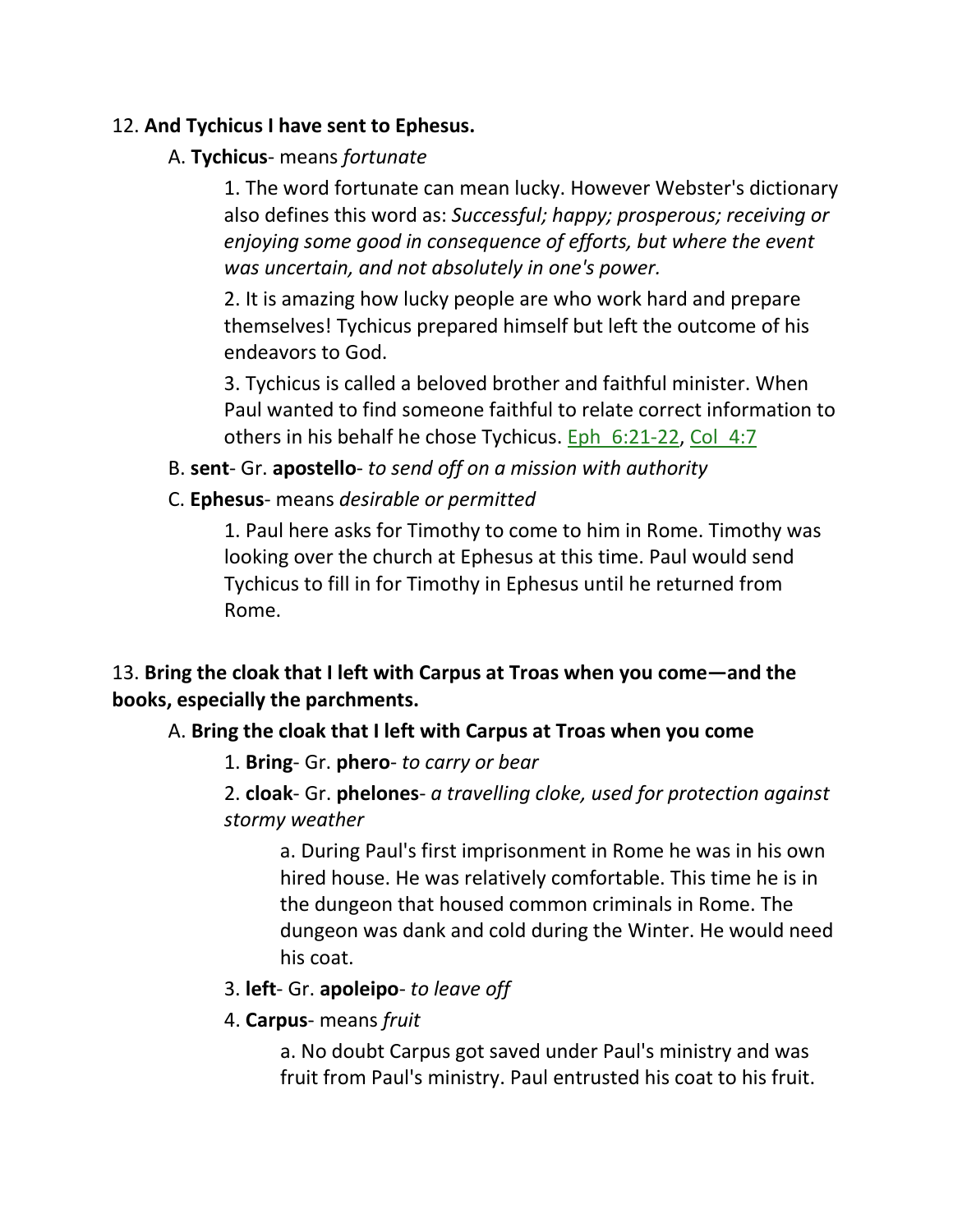12. **And Tychicus I have sent to Ephesus.**

A. **Tychicus**- means *fortunate*

1. The word fortunate can mean lucky. However Webster's dictionary also defines this word as: *Successful; happy; prosperous; receiving or enjoying some good in consequence of efforts, but where the event was uncertain, and not absolutely in one's power.*

2. It is amazing how lucky people are who work hard and prepare themselves! Tychicus prepared himself but left the outcome of his endeavors to God.

3. Tychicus is called a beloved brother and faithful minister. When Paul wanted to find someone faithful to relate correct information to others in his behalf he chose Tychicus. Eph 6:21-22, Col 4:7

B. **sent**- Gr. **apostello**- *to send off on a mission with authority*

C. **Ephesus**- means *desirable or permitted*

1. Paul here asks for Timothy to come to him in Rome. Timothy was looking over the church at Ephesus at this time. Paul would send Tychicus to fill in for Timothy in Ephesus until he returned from Rome.

13. **Bring the cloak that I left with Carpus at Troas when you come—and the books, especially the parchments.**

A. **Bring the cloak that I left with Carpus at Troas when you come**

1. **Bring**- Gr. **phero**- *to carry or bear*

2. **cloak**- Gr. **phelones**- *a travelling cloke, used for protection against stormy weather*

a. During Paul's first imprisonment in Rome he was in his own hired house. He was relatively comfortable. This time he is in the dungeon that housed common criminals in Rome. The dungeon was dank and cold during the Winter. He would need his coat.

3. **left**- Gr. **apoleipo**- *to leave off*

4. **Carpus**- means *fruit*

a. No doubt Carpus got saved under Paul's ministry and was fruit from Paul's ministry. Paul entrusted his coat to his fruit.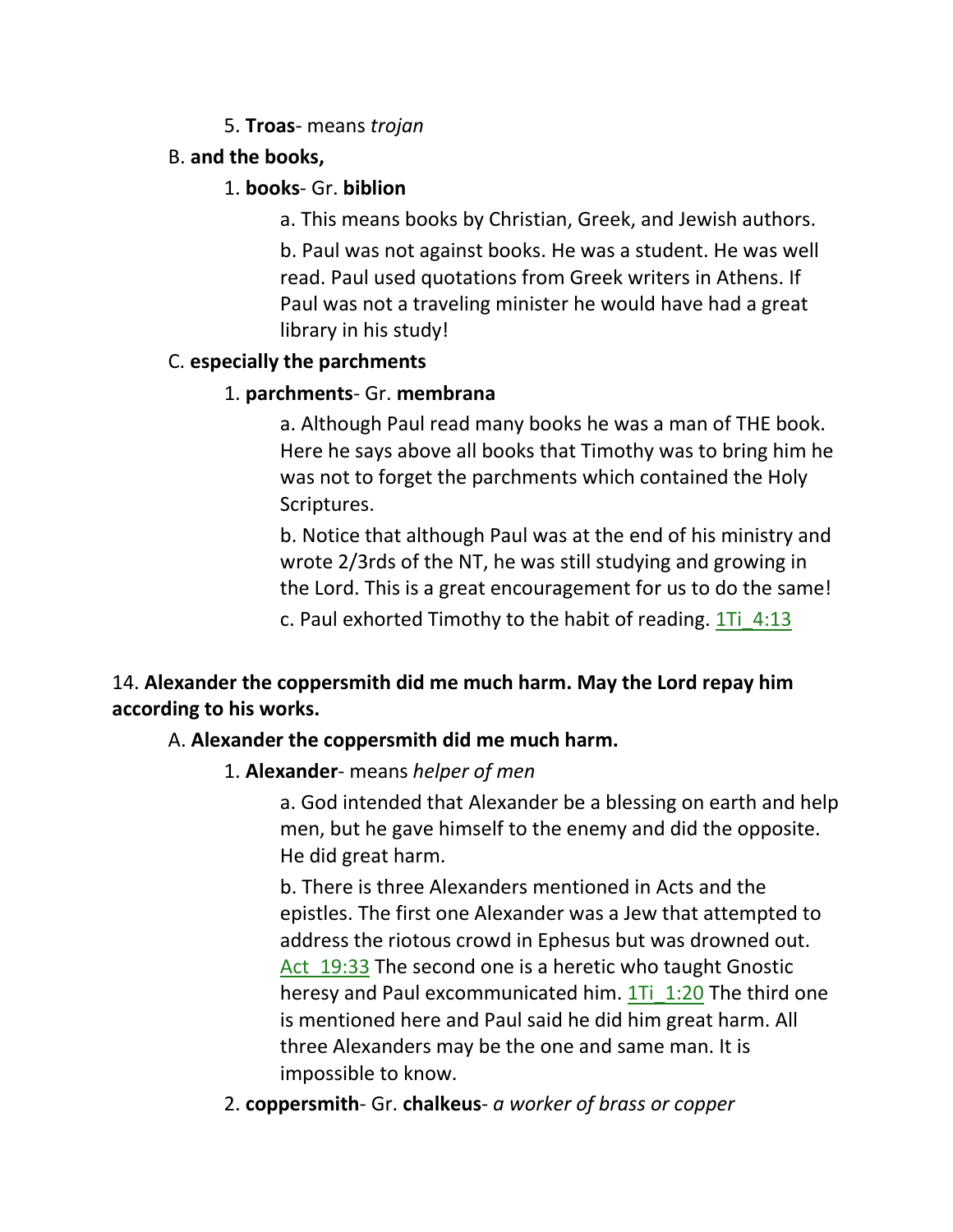5. **Troas**- means *trojan*

B. **and the books,**

1. **books**- Gr. **biblion**

a. This means books by Christian, Greek, and Jewish authors.

b. Paul was not against books. He was a student. He was well read. Paul used quotations from Greek writers in Athens. If Paul was not a traveling minister he would have had a great library in his study!

C. **especially the parchments**

1. **parchments**- Gr. **membrana**

a. Although Paul read many books he was a man of THE book. Here he says above all books that Timothy was to bring him he was not to forget the parchments which contained the Holy Scriptures.

b. Notice that although Paul was at the end of his ministry and wrote 2/3rds of the NT, he was still studying and growing in the Lord. This is a great encouragement for us to do the same!

c. Paul exhorted Timothy to the habit of reading. 1Ti_4:13

14. **Alexander the coppersmith did me much harm. May the Lord repay him according to his works.**

A. **Alexander the coppersmith did me much harm.**

1. **Alexander**- means *helper of men*

a. God intended that Alexander be a blessing on earth and help men, but he gave himself to the enemy and did the opposite. He did great harm.

b. There is three Alexanders mentioned in Acts and the epistles. The first one Alexander was a Jew that attempted to address the riotous crowd in Ephesus but was drowned out. Act_19:33 The second one is a heretic who taught Gnostic heresy and Paul excommunicated him. 1Ti_1:20 The third one is mentioned here and Paul said he did him great harm. All three Alexanders may be the one and same man. It is impossible to know.

2. **coppersmith**- Gr. **chalkeus**- *a worker of brass or copper*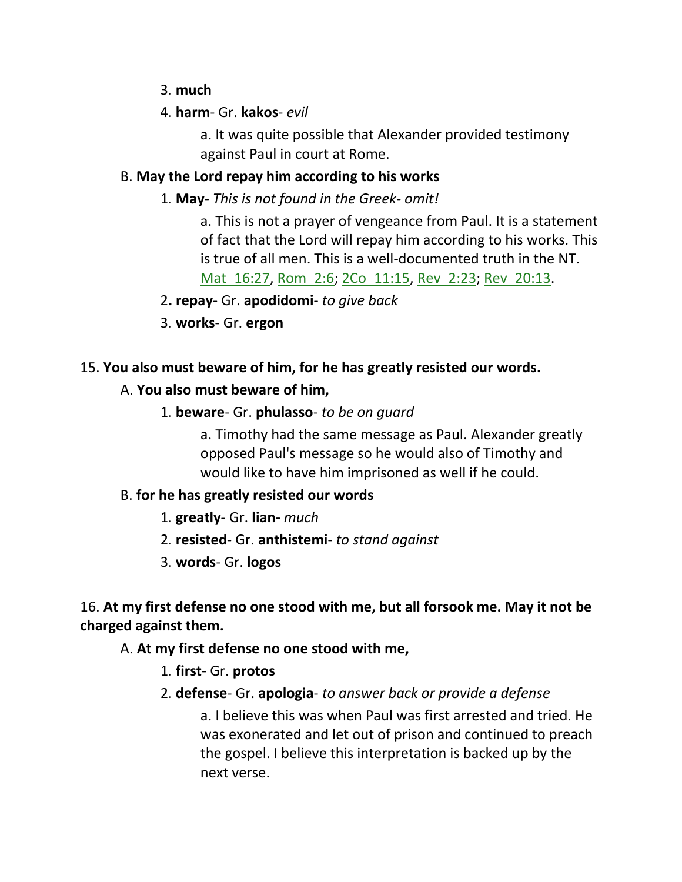3. **much**

4. **harm**- Gr. **kakos**- *evil*

   a. It was quite possible that Alexander provided testimony against Paul in court at Rome.

B. **May the Lord repay him according to his works**

1. **May**- *This is not found in the Greek- omit!*

   a. This is not a prayer of vengeance from Paul. It is a statement of fact that the Lord will repay him according to his works. This is true of all men. This is a well-documented truth in the NT. Mat_16:27, Rom_2:6; 2Co_11:15, Rev_2:23; Rev_20:13.

2**. repay**- Gr. **apodidomi**- *to give back*

3. **works**- Gr. **ergon**

15. **You also must beware of him, for he has greatly resisted our words.**

A. **You also must beware of him,**

1. **beware**- Gr. **phulasso**- *to be on guard*

   a. Timothy had the same message as Paul. Alexander greatly opposed Paul's message so he would also of Timothy and would like to have him imprisoned as well if he could.

B. **for he has greatly resisted our words**

1. **greatly**- Gr. **lian-** *much*

2. **resisted**- Gr. **anthistemi**- *to stand against*

3. **words**- Gr. **logos**

16. **At my first defense no one stood with me, but all forsook me. May it not be charged against them.**

A. **At my first defense no one stood with me,**

1. **first**- Gr. **protos**

2. **defense**- Gr. **apologia**- *to answer back or provide a defense*

   a. I believe this was when Paul was first arrested and tried. He was exonerated and let out of prison and continued to preach the gospel. I believe this interpretation is backed up by the next verse.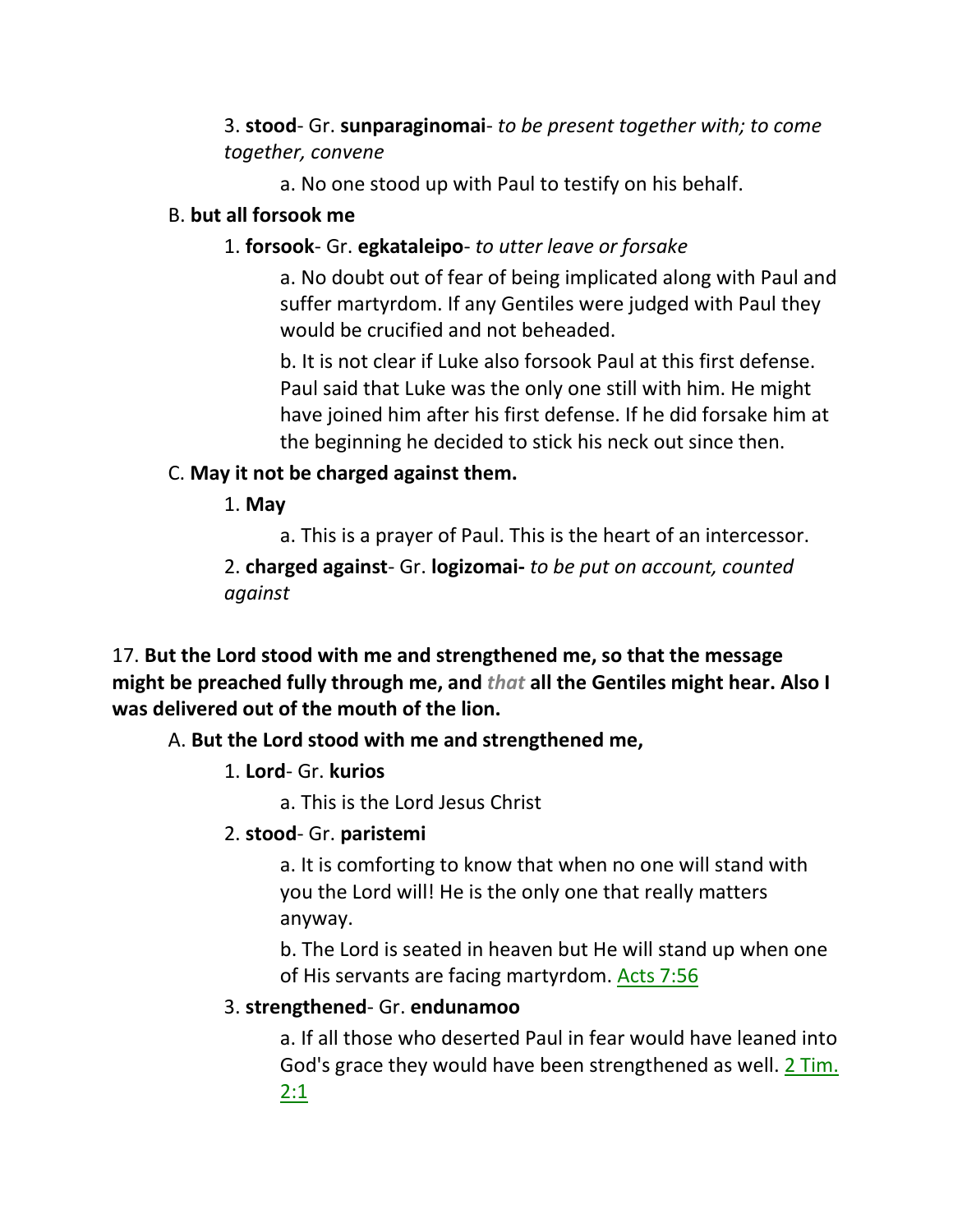3. **stood**- Gr. **sunparaginomai**- *to be present together with; to come together, convene*

a. No one stood up with Paul to testify on his behalf.

B. **but all forsook me**

1. **forsook**- Gr. **egkataleipo**- *to utter leave or forsake*

a. No doubt out of fear of being implicated along with Paul and suffer martyrdom. If any Gentiles were judged with Paul they would be crucified and not beheaded.

b. It is not clear if Luke also forsook Paul at this first defense. Paul said that Luke was the only one still with him. He might have joined him after his first defense. If he did forsake him at the beginning he decided to stick his neck out since then.

C. **May it not be charged against them.**

1. **May**

a. This is a prayer of Paul. This is the heart of an intercessor.

2. **charged against**- Gr. **logizomai-** *to be put on account, counted against*

17. **But the Lord stood with me and strengthened me, so that the message might be preached fully through me, and *that* all the Gentiles might hear. Also I was delivered out of the mouth of the lion.**

A. **But the Lord stood with me and strengthened me,**

1. **Lord**- Gr. **kurios**

a. This is the Lord Jesus Christ

2. **stood**- Gr. **paristemi**

a. It is comforting to know that when no one will stand with you the Lord will! He is the only one that really matters anyway.

b. The Lord is seated in heaven but He will stand up when one of His servants are facing martyrdom. Acts 7:56

3. **strengthened**- Gr. **endunamoo**

a. If all those who deserted Paul in fear would have leaned into God's grace they would have been strengthened as well. 2 Tim. 2:1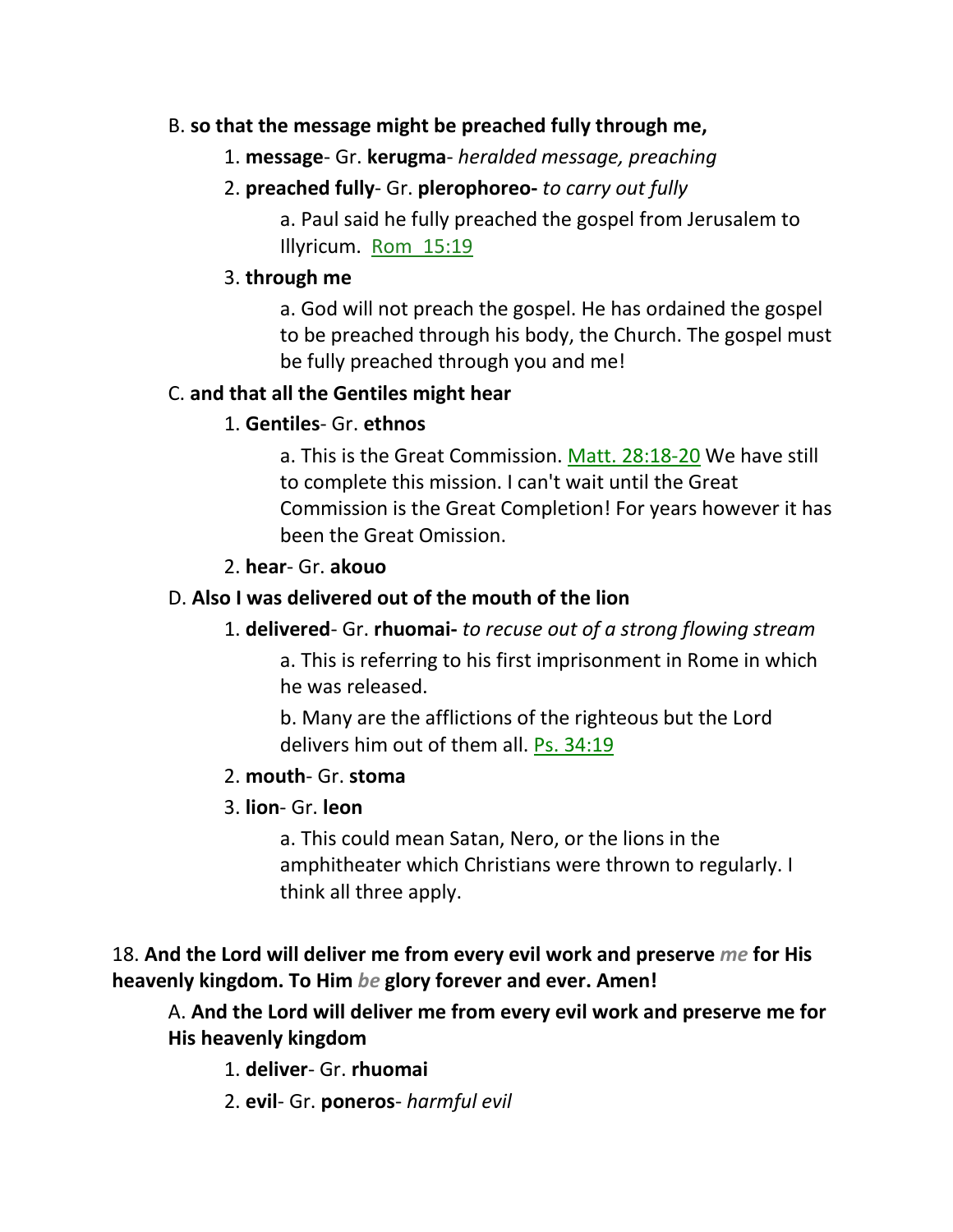B. **so that the message might be preached fully through me,**

1. **message**- Gr. **kerugma**- *heralded message, preaching*

2. **preached fully**- Gr. **plerophoreo-** *to carry out fully*

   a. Paul said he fully preached the gospel from Jerusalem to Illyricum. Rom 15:19

3. **through me**

   a. God will not preach the gospel. He has ordained the gospel to be preached through his body, the Church. The gospel must be fully preached through you and me!

C. **and that all the Gentiles might hear**

1. **Gentiles**- Gr. **ethnos**

   a. This is the Great Commission. Matt. 28:18-20 We have still to complete this mission. I can't wait until the Great Commission is the Great Completion! For years however it has been the Great Omission.

2. **hear**- Gr. **akouo**

D. **Also I was delivered out of the mouth of the lion**

1. **delivered**- Gr. **rhuomai-** *to recuse out of a strong flowing stream*

   a. This is referring to his first imprisonment in Rome in which he was released.

   b. Many are the afflictions of the righteous but the Lord delivers him out of them all. Ps. 34:19

2. **mouth**- Gr. **stoma**

3. **lion**- Gr. **leon**

   a. This could mean Satan, Nero, or the lions in the amphitheater which Christians were thrown to regularly. I think all three apply.

18. **And the Lord will deliver me from every evil work and preserve** *me* **for His heavenly kingdom. To Him** *be* **glory forever and ever. Amen!**

A. **And the Lord will deliver me from every evil work and preserve me for His heavenly kingdom**

1. **deliver**- Gr. **rhuomai**

2. **evil**- Gr. **poneros**- *harmful evil*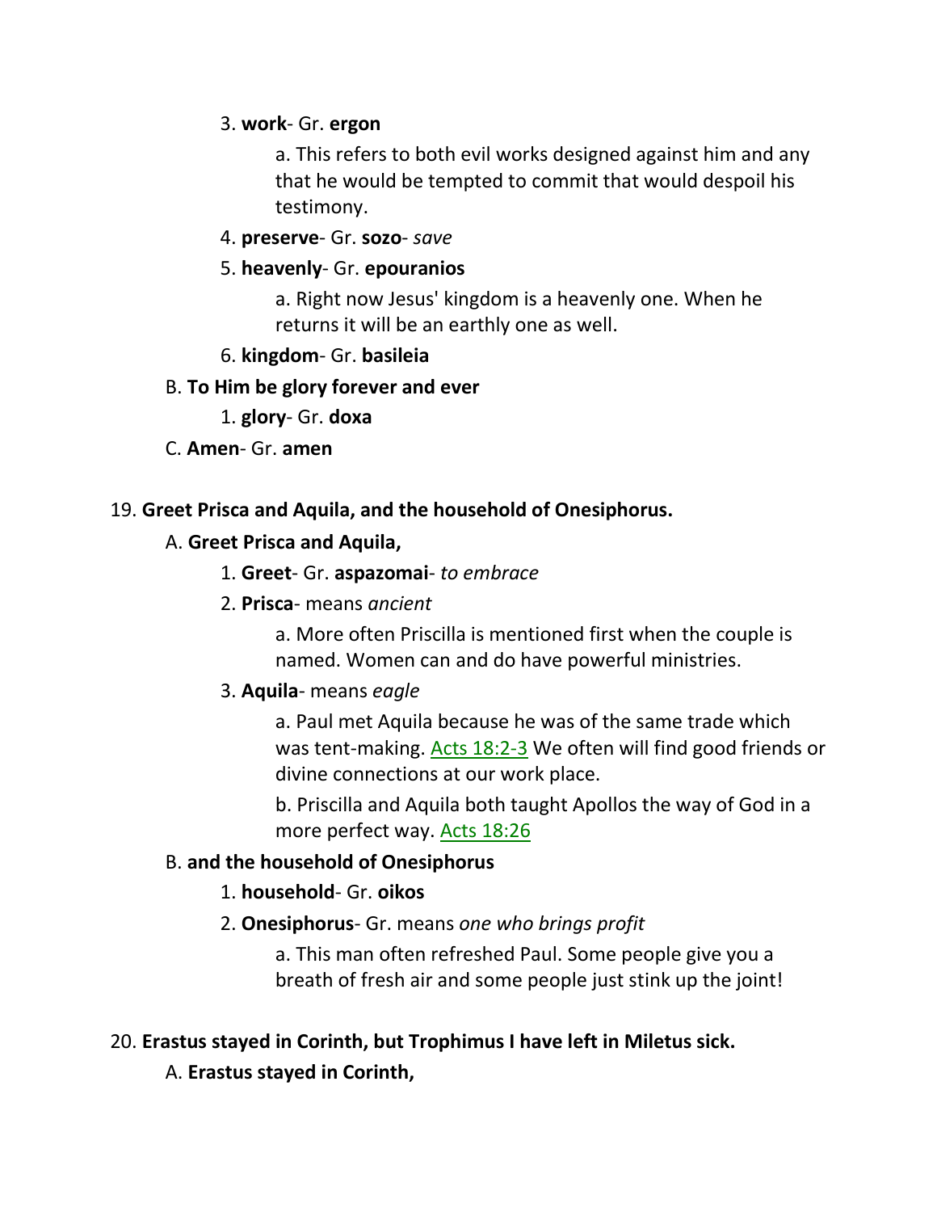3. **work**- Gr. **ergon**

    a. This refers to both evil works designed against him and any that he would be tempted to commit that would despoil his testimony.

4. **preserve**- Gr. **sozo**- *save*

5. **heavenly**- Gr. **epouranios**

    a. Right now Jesus' kingdom is a heavenly one. When he returns it will be an earthly one as well.

6. **kingdom**- Gr. **basileia**

B. **To Him be glory forever and ever**

1. **glory**- Gr. **doxa**

C. **Amen**- Gr. **amen**

19. **Greet Prisca and Aquila, and the household of Onesiphorus.**

A. **Greet Prisca and Aquila,**

1. **Greet**- Gr. **aspazomai**- *to embrace*

2. **Prisca**- means *ancient*

    a. More often Priscilla is mentioned first when the couple is named. Women can and do have powerful ministries.

3. **Aquila**- means *eagle*

    a. Paul met Aquila because he was of the same trade which was tent-making. Acts 18:2-3 We often will find good friends or divine connections at our work place.

    b. Priscilla and Aquila both taught Apollos the way of God in a more perfect way. Acts 18:26

B. **and the household of Onesiphorus**

1. **household**- Gr. **oikos**

2. **Onesiphorus**- Gr. means *one who brings profit*

    a. This man often refreshed Paul. Some people give you a breath of fresh air and some people just stink up the joint!

20. **Erastus stayed in Corinth, but Trophimus I have left in Miletus sick.**

A. **Erastus stayed in Corinth,**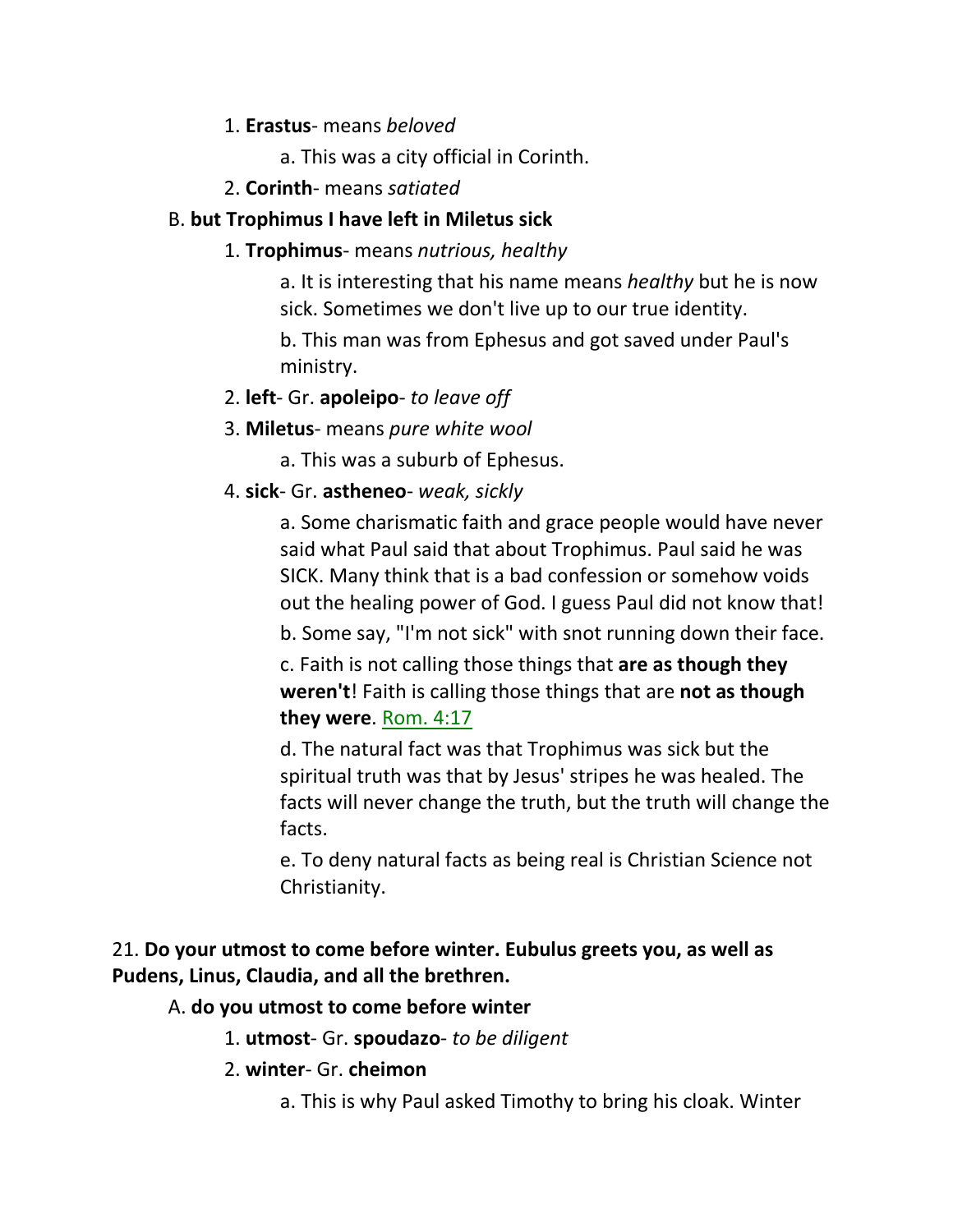1. **Erastus**- means *beloved*

    a. This was a city official in Corinth.

2. **Corinth**- means *satiated*

B. **but Trophimus I have left in Miletus sick**

1. **Trophimus**- means *nutrious, healthy*

    a. It is interesting that his name means *healthy* but he is now sick. Sometimes we don't live up to our true identity.

    b. This man was from Ephesus and got saved under Paul's ministry.

2. **left**- Gr. **apoleipo**- *to leave off*

3. **Miletus**- means *pure white wool*

    a. This was a suburb of Ephesus.

4. **sick**- Gr. **astheneo**- *weak, sickly*

    a. Some charismatic faith and grace people would have never said what Paul said that about Trophimus. Paul said he was SICK. Many think that is a bad confession or somehow voids out the healing power of God. I guess Paul did not know that!

    b. Some say, "I'm not sick" with snot running down their face.

    c. Faith is not calling those things that **are as though they weren't**! Faith is calling those things that are **not as though they were**. Rom. 4:17

    d. The natural fact was that Trophimus was sick but the spiritual truth was that by Jesus' stripes he was healed. The facts will never change the truth, but the truth will change the facts.

    e. To deny natural facts as being real is Christian Science not Christianity.

21. **Do your utmost to come before winter. Eubulus greets you, as well as Pudens, Linus, Claudia, and all the brethren.**

A. **do you utmost to come before winter**

1. **utmost**- Gr. **spoudazo**- *to be diligent*

2. **winter**- Gr. **cheimon**

    a. This is why Paul asked Timothy to bring his cloak. Winter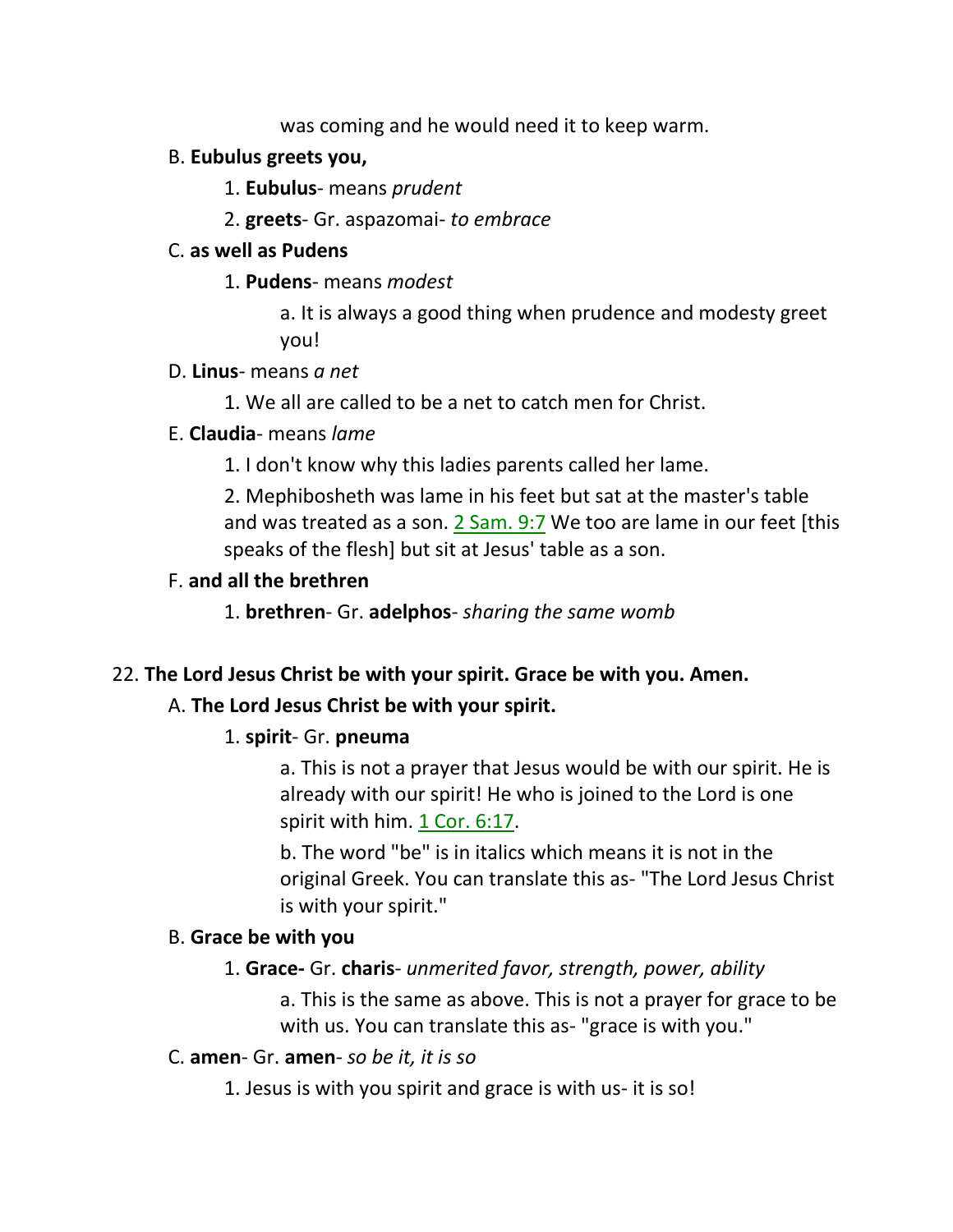was coming and he would need it to keep warm.

B. **Eubulus greets you,**

1. **Eubulus**- means *prudent*

2. **greets**- Gr. aspazomai- *to embrace*

C. **as well as Pudens**

1. **Pudens**- means *modest*

a. It is always a good thing when prudence and modesty greet you!

D. **Linus**- means *a net*

1. We all are called to be a net to catch men for Christ.

E. **Claudia**- means *lame*

1. I don't know why this ladies parents called her lame.

2. Mephibosheth was lame in his feet but sat at the master's table and was treated as a son. 2 Sam. 9:7 We too are lame in our feet [this speaks of the flesh] but sit at Jesus' table as a son.

F. **and all the brethren**

1. **brethren**- Gr. **adelphos**- *sharing the same womb*

22. **The Lord Jesus Christ be with your spirit. Grace be with you. Amen.**

A. **The Lord Jesus Christ be with your spirit.**

1. **spirit**- Gr. **pneuma**

a. This is not a prayer that Jesus would be with our spirit. He is already with our spirit! He who is joined to the Lord is one spirit with him. 1 Cor. 6:17.

b. The word "be" is in italics which means it is not in the original Greek. You can translate this as- "The Lord Jesus Christ is with your spirit."

B. **Grace be with you**

1. **Grace-** Gr. **charis**- *unmerited favor, strength, power, ability*

a. This is the same as above. This is not a prayer for grace to be with us. You can translate this as- "grace is with you."

C. **amen**- Gr. **amen**- *so be it, it is so*

1. Jesus is with you spirit and grace is with us- it is so!